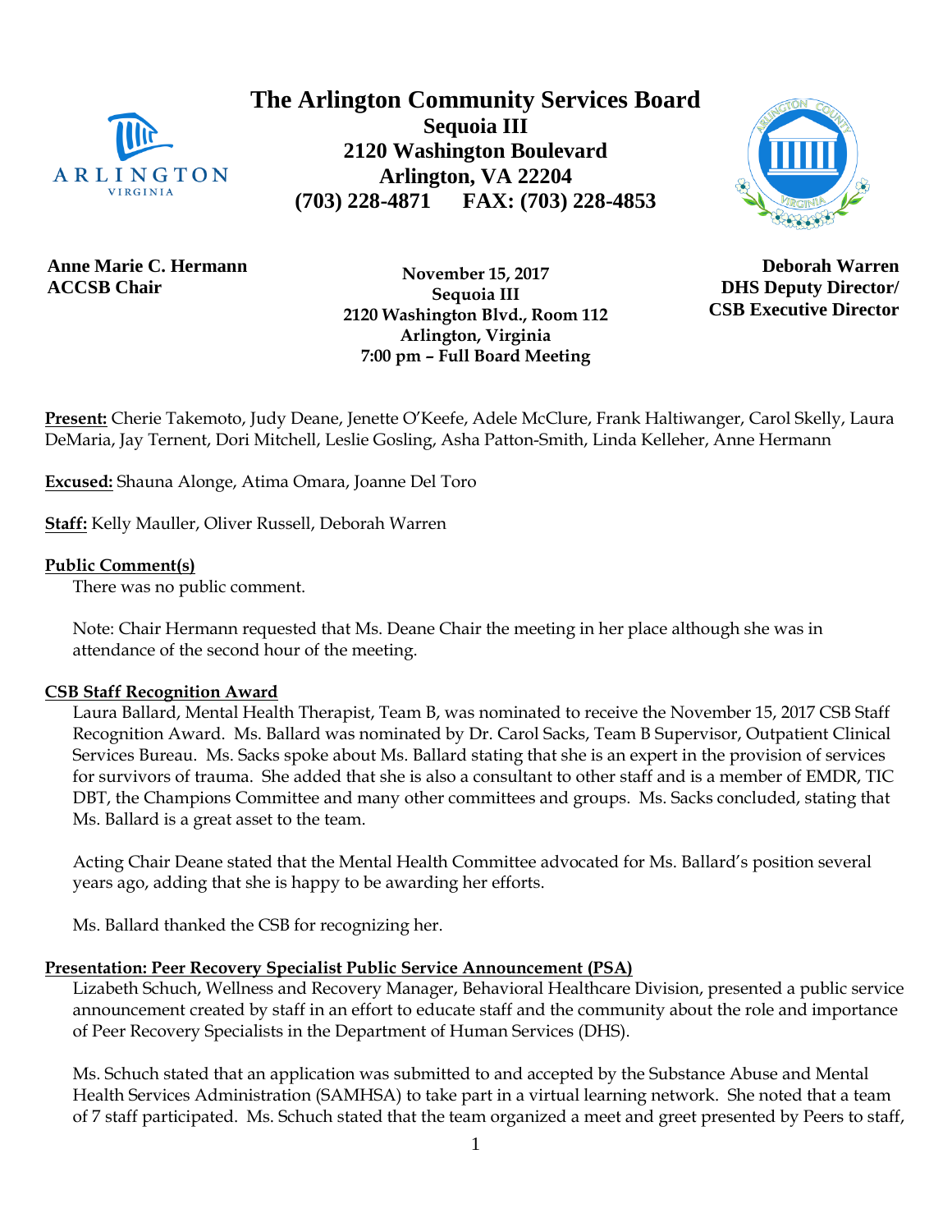# The Arlington Community Services Board

**Sequoia III**
**2120 Washington Boulevard**
**Arlington, VA 22204**
**(703) 228-4871 FAX: (703) 228-4853**

**Anne Marie C. Hermann**
**ACCSB Chair**

**November 15, 2017**
**Sequoia III**
**2120 Washington Blvd., Room 112**
**Arlington, Virginia**
**7:00 pm – Full Board Meeting**

**Deborah Warren**
**DHS Deputy Director/**
**CSB Executive Director**

**Present:** Cherie Takemoto, Judy Deane, Jenette O'Keefe, Adele McClure, Frank Haltiwanger, Carol Skelly, Laura DeMaria, Jay Ternent, Dori Mitchell, Leslie Gosling, Asha Patton-Smith, Linda Kelleher, Anne Hermann

**Excused:** Shauna Alonge, Atima Omara, Joanne Del Toro

**Staff:** Kelly Mauller, Oliver Russell, Deborah Warren

**Public Comment(s)**

There was no public comment.

Note: Chair Hermann requested that Ms. Deane Chair the meeting in her place although she was in attendance of the second hour of the meeting.

**CSB Staff Recognition Award**

Laura Ballard, Mental Health Therapist, Team B, was nominated to receive the November 15, 2017 CSB Staff Recognition Award. Ms. Ballard was nominated by Dr. Carol Sacks, Team B Supervisor, Outpatient Clinical Services Bureau. Ms. Sacks spoke about Ms. Ballard stating that she is an expert in the provision of services for survivors of trauma. She added that she is also a consultant to other staff and is a member of EMDR, TIC DBT, the Champions Committee and many other committees and groups. Ms. Sacks concluded, stating that Ms. Ballard is a great asset to the team.

Acting Chair Deane stated that the Mental Health Committee advocated for Ms. Ballard's position several years ago, adding that she is happy to be awarding her efforts.

Ms. Ballard thanked the CSB for recognizing her.

**Presentation: Peer Recovery Specialist Public Service Announcement (PSA)**

Lizabeth Schuch, Wellness and Recovery Manager, Behavioral Healthcare Division, presented a public service announcement created by staff in an effort to educate staff and the community about the role and importance of Peer Recovery Specialists in the Department of Human Services (DHS).

Ms. Schuch stated that an application was submitted to and accepted by the Substance Abuse and Mental Health Services Administration (SAMHSA) to take part in a virtual learning network. She noted that a team of 7 staff participated. Ms. Schuch stated that the team organized a meet and greet presented by Peers to staff,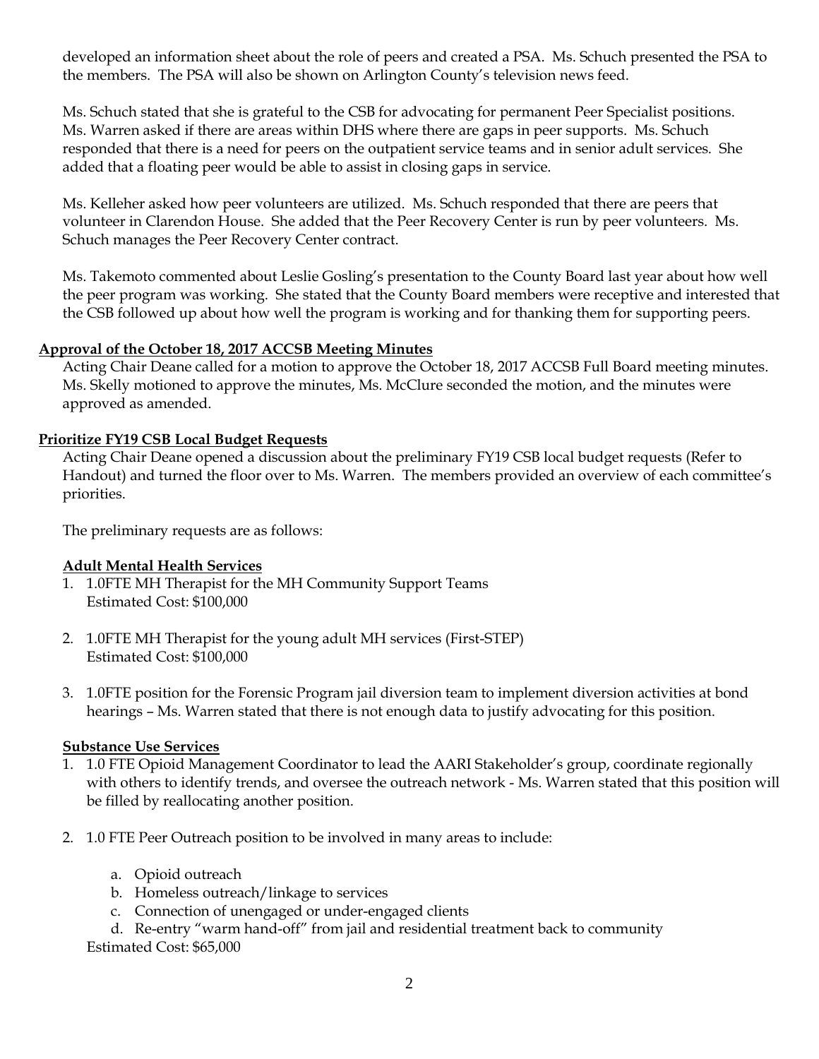developed an information sheet about the role of peers and created a PSA. Ms. Schuch presented the PSA to the members. The PSA will also be shown on Arlington County's television news feed.

Ms. Schuch stated that she is grateful to the CSB for advocating for permanent Peer Specialist positions. Ms. Warren asked if there are areas within DHS where there are gaps in peer supports. Ms. Schuch responded that there is a need for peers on the outpatient service teams and in senior adult services. She added that a floating peer would be able to assist in closing gaps in service.

Ms. Kelleher asked how peer volunteers are utilized. Ms. Schuch responded that there are peers that volunteer in Clarendon House. She added that the Peer Recovery Center is run by peer volunteers. Ms. Schuch manages the Peer Recovery Center contract.

Ms. Takemoto commented about Leslie Gosling's presentation to the County Board last year about how well the peer program was working. She stated that the County Board members were receptive and interested that the CSB followed up about how well the program is working and for thanking them for supporting peers.

**Approval of the October 18, 2017 ACCSB Meeting Minutes**

Acting Chair Deane called for a motion to approve the October 18, 2017 ACCSB Full Board meeting minutes. Ms. Skelly motioned to approve the minutes, Ms. McClure seconded the motion, and the minutes were approved as amended.

**Prioritize FY19 CSB Local Budget Requests**

Acting Chair Deane opened a discussion about the preliminary FY19 CSB local budget requests (Refer to Handout) and turned the floor over to Ms. Warren. The members provided an overview of each committee's priorities.

The preliminary requests are as follows:

**Adult Mental Health Services**

1. 1.0FTE MH Therapist for the MH Community Support Teams
   Estimated Cost: $100,000

2. 1.0FTE MH Therapist for the young adult MH services (First-STEP)
   Estimated Cost: $100,000

3. 1.0FTE position for the Forensic Program jail diversion team to implement diversion activities at bond hearings – Ms. Warren stated that there is not enough data to justify advocating for this position.

**Substance Use Services**

1. 1.0 FTE Opioid Management Coordinator to lead the AARI Stakeholder's group, coordinate regionally with others to identify trends, and oversee the outreach network - Ms. Warren stated that this position will be filled by reallocating another position.

2. 1.0 FTE Peer Outreach position to be involved in many areas to include:

   a. Opioid outreach
   b. Homeless outreach/linkage to services
   c. Connection of unengaged or under-engaged clients
   d. Re-entry "warm hand-off" from jail and residential treatment back to community

   Estimated Cost: $65,000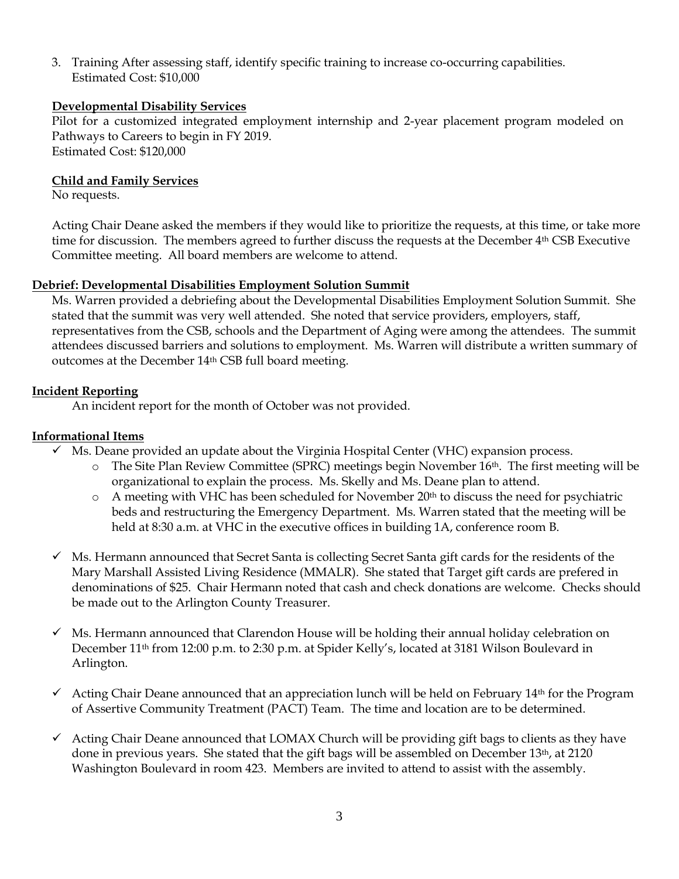3. Training After assessing staff, identify specific training to increase co-occurring capabilities. Estimated Cost: $10,000

**Developmental Disability Services**

Pilot for a customized integrated employment internship and 2-year placement program modeled on Pathways to Careers to begin in FY 2019.
Estimated Cost: $120,000

**Child and Family Services**

No requests.

Acting Chair Deane asked the members if they would like to prioritize the requests, at this time, or take more time for discussion. The members agreed to further discuss the requests at the December 4th CSB Executive Committee meeting. All board members are welcome to attend.

**Debrief: Developmental Disabilities Employment Solution Summit**

Ms. Warren provided a debriefing about the Developmental Disabilities Employment Solution Summit. She stated that the summit was very well attended. She noted that service providers, employers, staff, representatives from the CSB, schools and the Department of Aging were among the attendees. The summit attendees discussed barriers and solutions to employment. Ms. Warren will distribute a written summary of outcomes at the December 14th CSB full board meeting.

**Incident Reporting**

An incident report for the month of October was not provided.

**Informational Items**

- ✓ Ms. Deane provided an update about the Virginia Hospital Center (VHC) expansion process.
  - The Site Plan Review Committee (SPRC) meetings begin November 16th. The first meeting will be organizational to explain the process. Ms. Skelly and Ms. Deane plan to attend.
  - A meeting with VHC has been scheduled for November 20th to discuss the need for psychiatric beds and restructuring the Emergency Department. Ms. Warren stated that the meeting will be held at 8:30 a.m. at VHC in the executive offices in building 1A, conference room B.
- ✓ Ms. Hermann announced that Secret Santa is collecting Secret Santa gift cards for the residents of the Mary Marshall Assisted Living Residence (MMALR). She stated that Target gift cards are prefered in denominations of $25. Chair Hermann noted that cash and check donations are welcome. Checks should be made out to the Arlington County Treasurer.
- ✓ Ms. Hermann announced that Clarendon House will be holding their annual holiday celebration on December 11th from 12:00 p.m. to 2:30 p.m. at Spider Kelly's, located at 3181 Wilson Boulevard in Arlington.
- ✓ Acting Chair Deane announced that an appreciation lunch will be held on February 14th for the Program of Assertive Community Treatment (PACT) Team. The time and location are to be determined.
- ✓ Acting Chair Deane announced that LOMAX Church will be providing gift bags to clients as they have done in previous years. She stated that the gift bags will be assembled on December 13th, at 2120 Washington Boulevard in room 423. Members are invited to attend to assist with the assembly.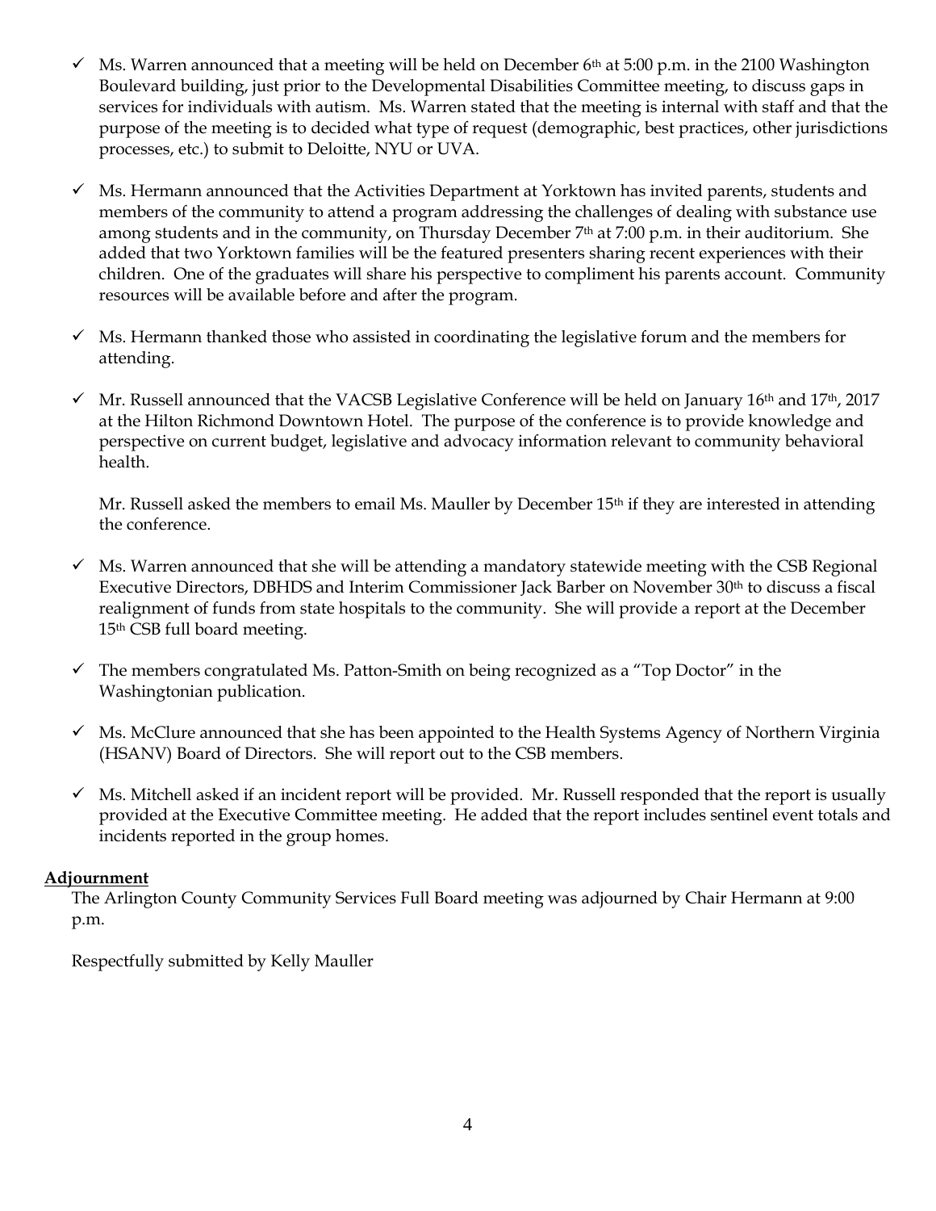- ✓ Ms. Warren announced that a meeting will be held on December 6th at 5:00 p.m. in the 2100 Washington Boulevard building, just prior to the Developmental Disabilities Committee meeting, to discuss gaps in services for individuals with autism. Ms. Warren stated that the meeting is internal with staff and that the purpose of the meeting is to decided what type of request (demographic, best practices, other jurisdictions processes, etc.) to submit to Deloitte, NYU or UVA.

- ✓ Ms. Hermann announced that the Activities Department at Yorktown has invited parents, students and members of the community to attend a program addressing the challenges of dealing with substance use among students and in the community, on Thursday December 7th at 7:00 p.m. in their auditorium. She added that two Yorktown families will be the featured presenters sharing recent experiences with their children. One of the graduates will share his perspective to compliment his parents account. Community resources will be available before and after the program.

- ✓ Ms. Hermann thanked those who assisted in coordinating the legislative forum and the members for attending.

- ✓ Mr. Russell announced that the VACSB Legislative Conference will be held on January 16th and 17th, 2017 at the Hilton Richmond Downtown Hotel. The purpose of the conference is to provide knowledge and perspective on current budget, legislative and advocacy information relevant to community behavioral health.

  Mr. Russell asked the members to email Ms. Mauller by December 15th if they are interested in attending the conference.

- ✓ Ms. Warren announced that she will be attending a mandatory statewide meeting with the CSB Regional Executive Directors, DBHDS and Interim Commissioner Jack Barber on November 30th to discuss a fiscal realignment of funds from state hospitals to the community. She will provide a report at the December 15th CSB full board meeting.

- ✓ The members congratulated Ms. Patton-Smith on being recognized as a "Top Doctor" in the Washingtonian publication.

- ✓ Ms. McClure announced that she has been appointed to the Health Systems Agency of Northern Virginia (HSANV) Board of Directors. She will report out to the CSB members.

- ✓ Ms. Mitchell asked if an incident report will be provided. Mr. Russell responded that the report is usually provided at the Executive Committee meeting. He added that the report includes sentinel event totals and incidents reported in the group homes.

**Adjournment**

The Arlington County Community Services Full Board meeting was adjourned by Chair Hermann at 9:00 p.m.

Respectfully submitted by Kelly Mauller